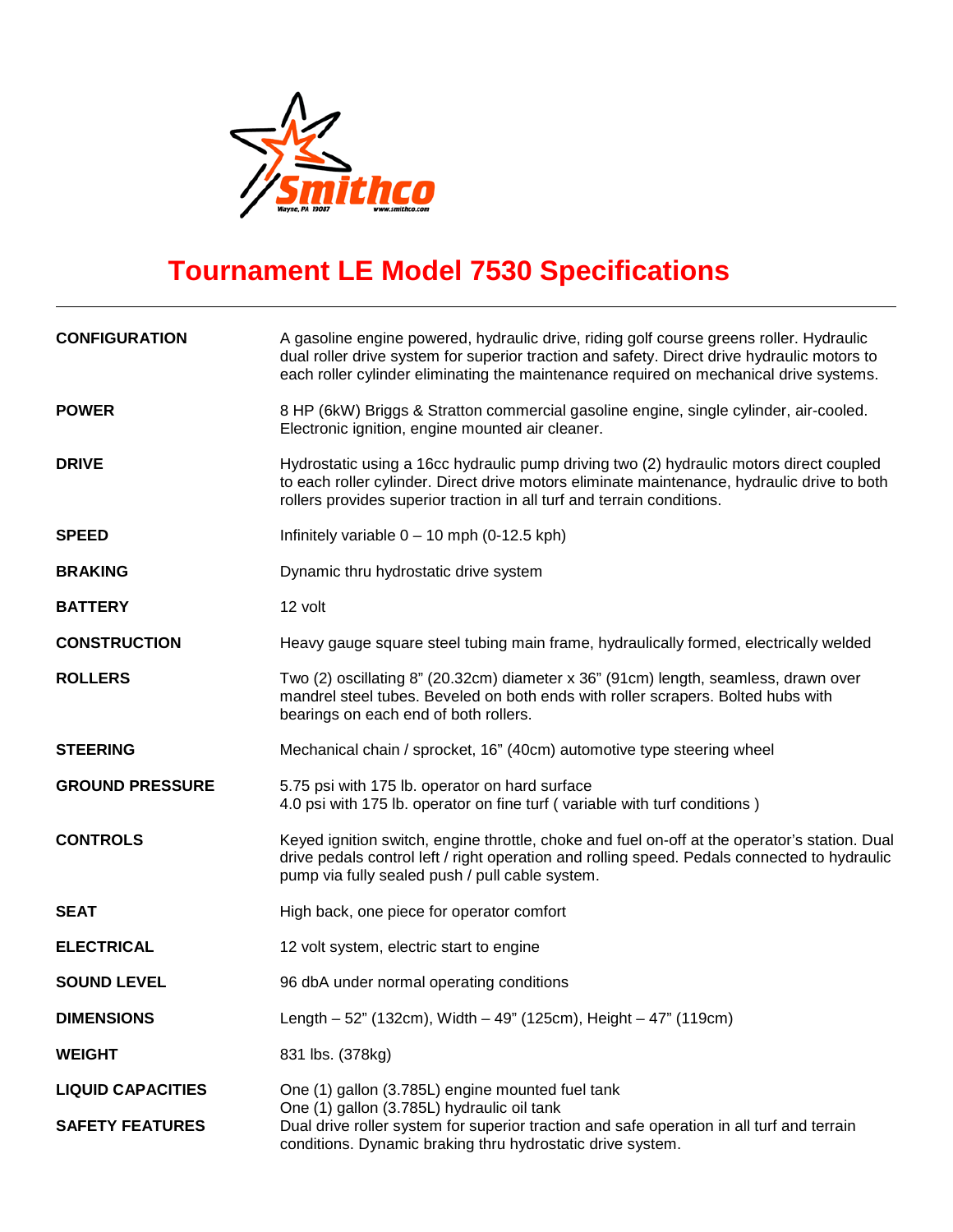# Tournament LE Model 7530 Specifications

---

**CONFIGURATION** A gasoline engine powered, hydraulic drive, riding golf course greens roller. Hydraulic dual roller drive system for superior traction and safety. Direct drive hydraulic motors to each roller cylinder eliminating the maintenance required on mechanical drive systems.

**POWER** 8 HP (6kW) Briggs & Stratton commercial gasoline engine, single cylinder, air-cooled. Electronic ignition, engine mounted air cleaner.

**DRIVE** Hydrostatic using a 16cc hydraulic pump driving two (2) hydraulic motors direct coupled to each roller cylinder. Direct drive motors eliminate maintenance, hydraulic drive to both rollers provides superior traction in all turf and terrain conditions.

**SPEED** Infinitely variable 0 – 10 mph (0-12.5 kph)

**BRAKING** Dynamic thru hydrostatic drive system

**BATTERY** 12 volt

**CONSTRUCTION** Heavy gauge square steel tubing main frame, hydraulically formed, electrically welded

**ROLLERS** Two (2) oscillating 8" (20.32cm) diameter x 36" (91cm) length, seamless, drawn over mandrel steel tubes. Beveled on both ends with roller scrapers. Bolted hubs with bearings on each end of both rollers.

**STEERING** Mechanical chain / sprocket, 16" (40cm) automotive type steering wheel

**GROUND PRESSURE** 5.75 psi with 175 lb. operator on hard surface
4.0 psi with 175 lb. operator on fine turf ( variable with turf conditions )

**CONTROLS** Keyed ignition switch, engine throttle, choke and fuel on-off at the operator's station. Dual drive pedals control left / right operation and rolling speed. Pedals connected to hydraulic pump via fully sealed push / pull cable system.

**SEAT** High back, one piece for operator comfort

**ELECTRICAL** 12 volt system, electric start to engine

**SOUND LEVEL** 96 dbA under normal operating conditions

**DIMENSIONS** Length – 52" (132cm), Width – 49" (125cm), Height – 47" (119cm)

**WEIGHT** 831 lbs. (378kg)

**LIQUID CAPACITIES** One (1) gallon (3.785L) engine mounted fuel tank
One (1) gallon (3.785L) hydraulic oil tank

**SAFETY FEATURES** Dual drive roller system for superior traction and safe operation in all turf and terrain conditions. Dynamic braking thru hydrostatic drive system.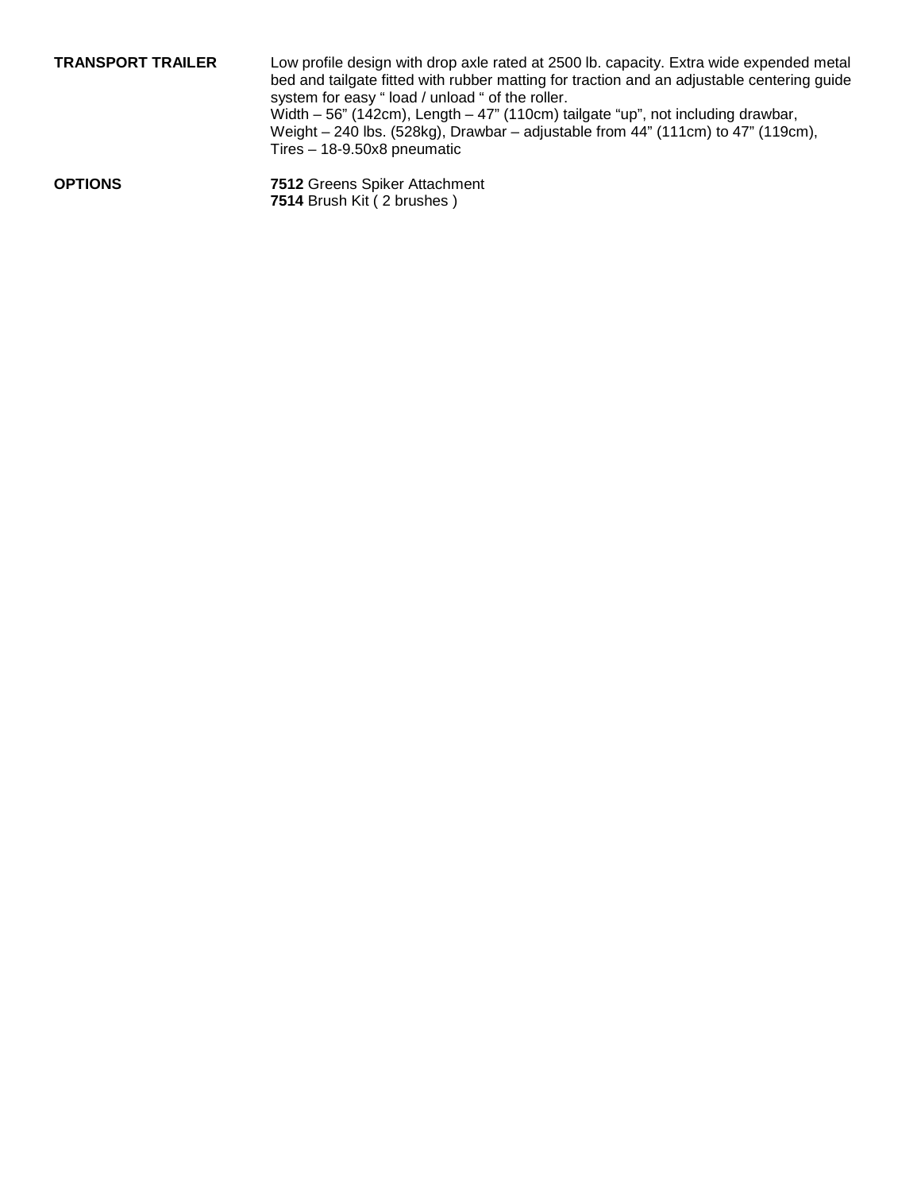**TRANSPORT TRAILER**

Low profile design with drop axle rated at 2500 lb. capacity. Extra wide expended metal bed and tailgate fitted with rubber matting for traction and an adjustable centering guide system for easy " load / unload " of the roller.
Width – 56" (142cm), Length – 47" (110cm) tailgate "up", not including drawbar,
Weight – 240 lbs. (528kg), Drawbar – adjustable from 44" (111cm) to 47" (119cm),
Tires – 18-9.50x8 pneumatic

**OPTIONS**

**7512** Greens Spiker Attachment
**7514** Brush Kit ( 2 brushes )